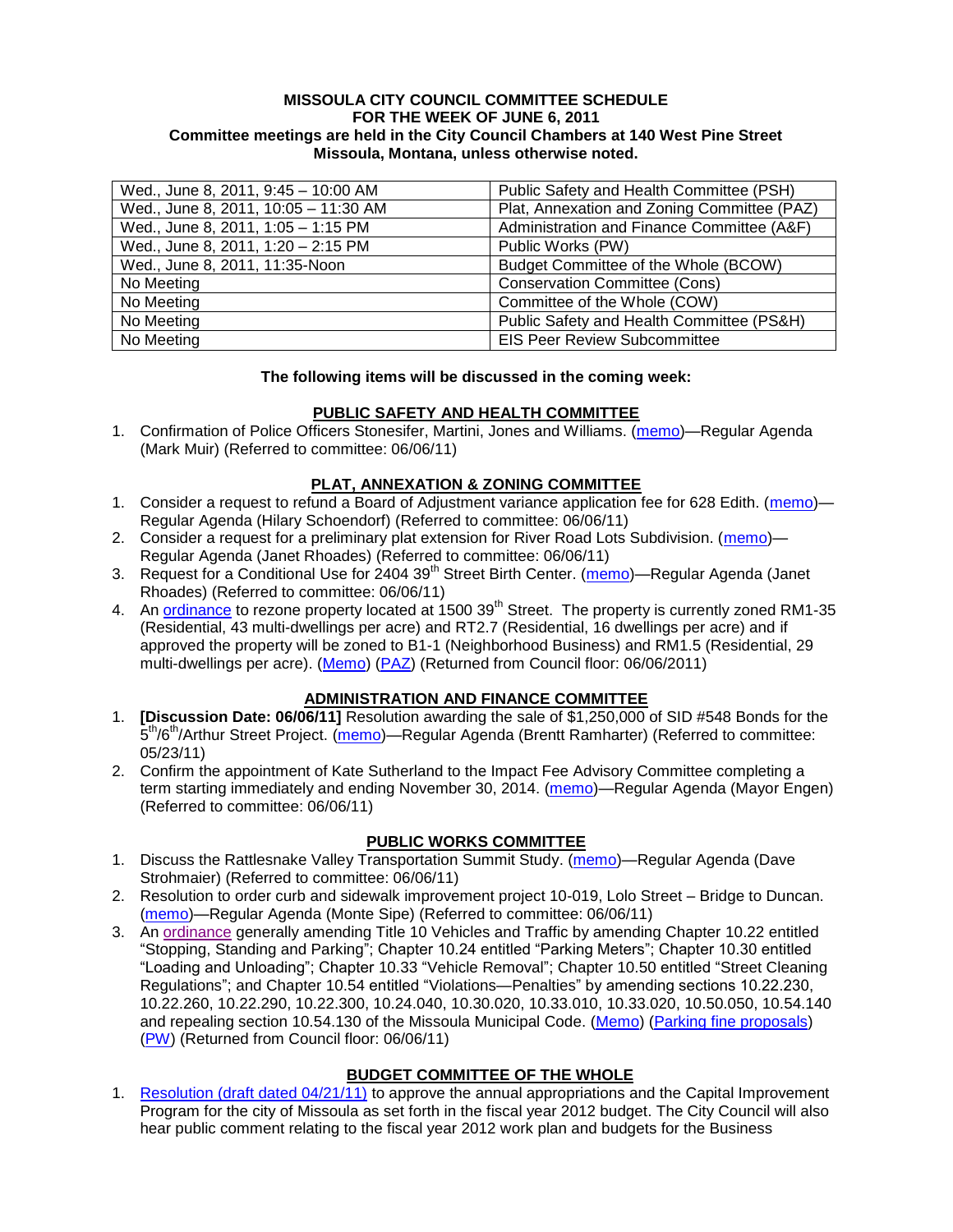**MISSOULA CITY COUNCIL COMMITTEE SCHEDULE**
**FOR THE WEEK OF JUNE 6, 2011**
**Committee meetings are held in the City Council Chambers at 140 West Pine Street Missoula, Montana, unless otherwise noted.**

| | |
|---|---|
| Wed., June 8, 2011, 9:45 – 10:00 AM | Public Safety and Health Committee (PSH) |
| Wed., June 8, 2011, 10:05 – 11:30 AM | Plat, Annexation and Zoning Committee (PAZ) |
| Wed., June 8, 2011, 1:05 – 1:15 PM | Administration and Finance Committee (A&F) |
| Wed., June 8, 2011, 1:20 – 2:15 PM | Public Works (PW) |
| Wed., June 8, 2011, 11:35-Noon | Budget Committee of the Whole (BCOW) |
| No Meeting | Conservation Committee (Cons) |
| No Meeting | Committee of the Whole (COW) |
| No Meeting | Public Safety and Health Committee (PS&H) |
| No Meeting | EIS Peer Review Subcommittee |

**The following items will be discussed in the coming week:**

## PUBLIC SAFETY AND HEALTH COMMITTEE

1. Confirmation of Police Officers Stonesifer, Martini, Jones and Williams. (memo)—Regular Agenda (Mark Muir) (Referred to committee: 06/06/11)

## PLAT, ANNEXATION & ZONING COMMITTEE

1. Consider a request to refund a Board of Adjustment variance application fee for 628 Edith. (memo)—Regular Agenda (Hilary Schoendorf) (Referred to committee: 06/06/11)
2. Consider a request for a preliminary plat extension for River Road Lots Subdivision. (memo)—Regular Agenda (Janet Rhoades) (Referred to committee: 06/06/11)
3. Request for a Conditional Use for 2404 39th Street Birth Center. (memo)—Regular Agenda (Janet Rhoades) (Referred to committee: 06/06/11)
4. An ordinance to rezone property located at 1500 39th Street. The property is currently zoned RM1-35 (Residential, 43 multi-dwellings per acre) and RT2.7 (Residential, 16 dwellings per acre) and if approved the property will be zoned to B1-1 (Neighborhood Business) and RM1.5 (Residential, 29 multi-dwellings per acre). (Memo) (PAZ) (Returned from Council floor: 06/06/2011)

## ADMINISTRATION AND FINANCE COMMITTEE

1. **[Discussion Date: 06/06/11]** Resolution awarding the sale of $1,250,000 of SID #548 Bonds for the 5th/6th/Arthur Street Project. (memo)—Regular Agenda (Brentt Ramharter) (Referred to committee: 05/23/11)
2. Confirm the appointment of Kate Sutherland to the Impact Fee Advisory Committee completing a term starting immediately and ending November 30, 2014. (memo)—Regular Agenda (Mayor Engen) (Referred to committee: 06/06/11)

## PUBLIC WORKS COMMITTEE

1. Discuss the Rattlesnake Valley Transportation Summit Study. (memo)—Regular Agenda (Dave Strohmaier) (Referred to committee: 06/06/11)
2. Resolution to order curb and sidewalk improvement project 10-019, Lolo Street – Bridge to Duncan. (memo)—Regular Agenda (Monte Sipe) (Referred to committee: 06/06/11)
3. An ordinance generally amending Title 10 Vehicles and Traffic by amending Chapter 10.22 entitled "Stopping, Standing and Parking"; Chapter 10.24 entitled "Parking Meters"; Chapter 10.30 entitled "Loading and Unloading"; Chapter 10.33 "Vehicle Removal"; Chapter 10.50 entitled "Street Cleaning Regulations"; and Chapter 10.54 entitled "Violations—Penalties" by amending sections 10.22.230, 10.22.260, 10.22.290, 10.22.300, 10.24.040, 10.30.020, 10.33.010, 10.33.020, 10.50.050, 10.54.140 and repealing section 10.54.130 of the Missoula Municipal Code. (Memo) (Parking fine proposals) (PW) (Returned from Council floor: 06/06/11)

## BUDGET COMMITTEE OF THE WHOLE

1. Resolution (draft dated 04/21/11) to approve the annual appropriations and the Capital Improvement Program for the city of Missoula as set forth in the fiscal year 2012 budget. The City Council will also hear public comment relating to the fiscal year 2012 work plan and budgets for the Business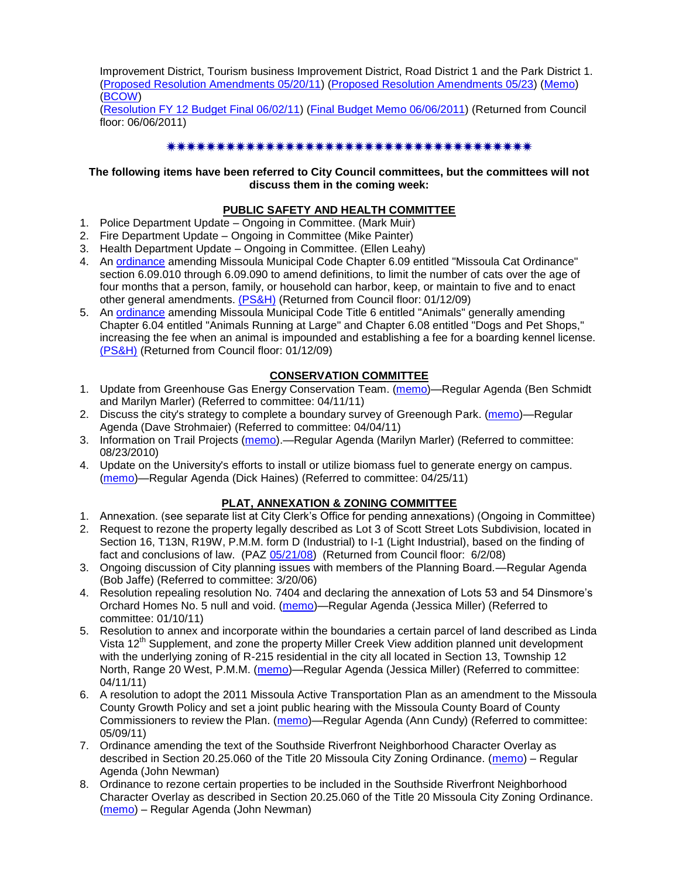Improvement District, Tourism business Improvement District, Road District 1 and the Park District 1. (Proposed Resolution Amendments 05/20/11) (Proposed Resolution Amendments 05/23) (Memo) (BCOW)
(Resolution FY 12 Budget Final 06/02/11) (Final Budget Memo 06/06/2011) (Returned from Council floor: 06/06/2011)

✷✷✷✷✷✷✷✷✷✷✷✷✷✷✷✷✷✷✷✷✷✷✷✷✷✷✷✷✷✷✷✷✷✷✷✷✷✷✷✷

**The following items have been referred to City Council committees, but the committees will not discuss them in the coming week:**

**PUBLIC SAFETY AND HEALTH COMMITTEE**

1. Police Department Update – Ongoing in Committee. (Mark Muir)
2. Fire Department Update – Ongoing in Committee (Mike Painter)
3. Health Department Update – Ongoing in Committee. (Ellen Leahy)
4. An ordinance amending Missoula Municipal Code Chapter 6.09 entitled "Missoula Cat Ordinance" section 6.09.010 through 6.09.090 to amend definitions, to limit the number of cats over the age of four months that a person, family, or household can harbor, keep, or maintain to five and to enact other general amendments. (PS&H) (Returned from Council floor: 01/12/09)
5. An ordinance amending Missoula Municipal Code Title 6 entitled "Animals" generally amending Chapter 6.04 entitled "Animals Running at Large" and Chapter 6.08 entitled "Dogs and Pet Shops," increasing the fee when an animal is impounded and establishing a fee for a boarding kennel license. (PS&H) (Returned from Council floor: 01/12/09)

**CONSERVATION COMMITTEE**

1. Update from Greenhouse Gas Energy Conservation Team. (memo)—Regular Agenda (Ben Schmidt and Marilyn Marler) (Referred to committee: 04/11/11)
2. Discuss the city's strategy to complete a boundary survey of Greenough Park. (memo)—Regular Agenda (Dave Strohmaier) (Referred to committee: 04/04/11)
3. Information on Trail Projects (memo).—Regular Agenda (Marilyn Marler) (Referred to committee: 08/23/2010)
4. Update on the University's efforts to install or utilize biomass fuel to generate energy on campus. (memo)—Regular Agenda (Dick Haines) (Referred to committee: 04/25/11)

**PLAT, ANNEXATION & ZONING COMMITTEE**

1. Annexation. (see separate list at City Clerk's Office for pending annexations) (Ongoing in Committee)
2. Request to rezone the property legally described as Lot 3 of Scott Street Lots Subdivision, located in Section 16, T13N, R19W, P.M.M. form D (Industrial) to I-1 (Light Industrial), based on the finding of fact and conclusions of law. (PAZ 05/21/08) (Returned from Council floor: 6/2/08)
3. Ongoing discussion of City planning issues with members of the Planning Board.—Regular Agenda (Bob Jaffe) (Referred to committee: 3/20/06)
4. Resolution repealing resolution No. 7404 and declaring the annexation of Lots 53 and 54 Dinsmore's Orchard Homes No. 5 null and void. (memo)—Regular Agenda (Jessica Miller) (Referred to committee: 01/10/11)
5. Resolution to annex and incorporate within the boundaries a certain parcel of land described as Linda Vista 12th Supplement, and zone the property Miller Creek View addition planned unit development with the underlying zoning of R-215 residential in the city all located in Section 13, Township 12 North, Range 20 West, P.M.M. (memo)—Regular Agenda (Jessica Miller) (Referred to committee: 04/11/11)
6. A resolution to adopt the 2011 Missoula Active Transportation Plan as an amendment to the Missoula County Growth Policy and set a joint public hearing with the Missoula County Board of County Commissioners to review the Plan. (memo)—Regular Agenda (Ann Cundy) (Referred to committee: 05/09/11)
7. Ordinance amending the text of the Southside Riverfront Neighborhood Character Overlay as described in Section 20.25.060 of the Title 20 Missoula City Zoning Ordinance. (memo) – Regular Agenda (John Newman)
8. Ordinance to rezone certain properties to be included in the Southside Riverfront Neighborhood Character Overlay as described in Section 20.25.060 of the Title 20 Missoula City Zoning Ordinance. (memo) – Regular Agenda (John Newman)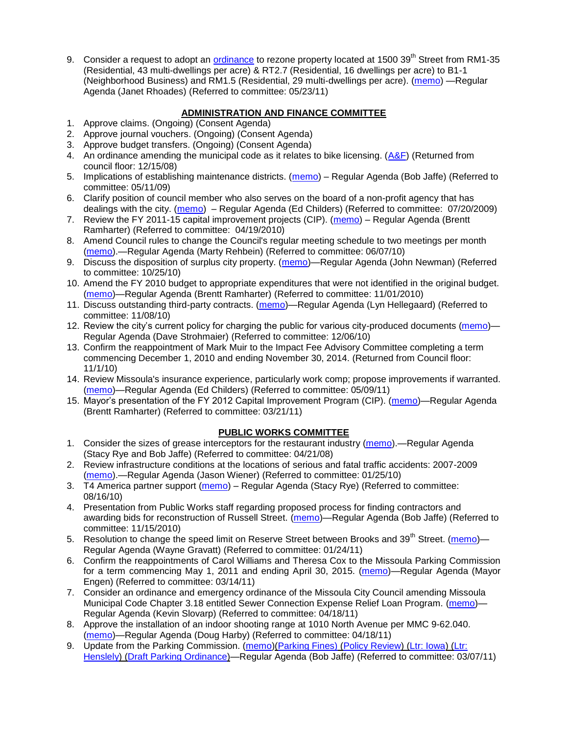9. Consider a request to adopt an ordinance to rezone property located at 1500 39th Street from RM1-35 (Residential, 43 multi-dwellings per acre) & RT2.7 (Residential, 16 dwellings per acre) to B1-1 (Neighborhood Business) and RM1.5 (Residential, 29 multi-dwellings per acre). (memo) —Regular Agenda (Janet Rhoades) (Referred to committee: 05/23/11)

## ADMINISTRATION AND FINANCE COMMITTEE

1. Approve claims. (Ongoing) (Consent Agenda)
2. Approve journal vouchers. (Ongoing) (Consent Agenda)
3. Approve budget transfers. (Ongoing) (Consent Agenda)
4. An ordinance amending the municipal code as it relates to bike licensing. (A&F) (Returned from council floor: 12/15/08)
5. Implications of establishing maintenance districts. (memo) – Regular Agenda (Bob Jaffe) (Referred to committee: 05/11/09)
6. Clarify position of council member who also serves on the board of a non-profit agency that has dealings with the city. (memo) – Regular Agenda (Ed Childers) (Referred to committee: 07/20/2009)
7. Review the FY 2011-15 capital improvement projects (CIP). (memo) – Regular Agenda (Brentt Ramharter) (Referred to committee: 04/19/2010)
8. Amend Council rules to change the Council's regular meeting schedule to two meetings per month (memo).—Regular Agenda (Marty Rehbein) (Referred to committee: 06/07/10)
9. Discuss the disposition of surplus city property. (memo)—Regular Agenda (John Newman) (Referred to committee: 10/25/10)
10. Amend the FY 2010 budget to appropriate expenditures that were not identified in the original budget. (memo)—Regular Agenda (Brentt Ramharter) (Referred to committee: 11/01/2010)
11. Discuss outstanding third-party contracts. (memo)—Regular Agenda (Lyn Hellegaard) (Referred to committee: 11/08/10)
12. Review the city's current policy for charging the public for various city-produced documents (memo)—Regular Agenda (Dave Strohmaier) (Referred to committee: 12/06/10)
13. Confirm the reappointment of Mark Muir to the Impact Fee Advisory Committee completing a term commencing December 1, 2010 and ending November 30, 2014. (Returned from Council floor: 11/1/10)
14. Review Missoula's insurance experience, particularly work comp; propose improvements if warranted. (memo)—Regular Agenda (Ed Childers) (Referred to committee: 05/09/11)
15. Mayor's presentation of the FY 2012 Capital Improvement Program (CIP). (memo)—Regular Agenda (Brentt Ramharter) (Referred to committee: 03/21/11)

## PUBLIC WORKS COMMITTEE

1. Consider the sizes of grease interceptors for the restaurant industry (memo).—Regular Agenda (Stacy Rye and Bob Jaffe) (Referred to committee: 04/21/08)
2. Review infrastructure conditions at the locations of serious and fatal traffic accidents: 2007-2009 (memo).—Regular Agenda (Jason Wiener) (Referred to committee: 01/25/10)
3. T4 America partner support (memo) – Regular Agenda (Stacy Rye) (Referred to committee: 08/16/10)
4. Presentation from Public Works staff regarding proposed process for finding contractors and awarding bids for reconstruction of Russell Street. (memo)—Regular Agenda (Bob Jaffe) (Referred to committee: 11/15/2010)
5. Resolution to change the speed limit on Reserve Street between Brooks and 39th Street. (memo)—Regular Agenda (Wayne Gravatt) (Referred to committee: 01/24/11)
6. Confirm the reappointments of Carol Williams and Theresa Cox to the Missoula Parking Commission for a term commencing May 1, 2011 and ending April 30, 2015. (memo)—Regular Agenda (Mayor Engen) (Referred to committee: 03/14/11)
7. Consider an ordinance and emergency ordinance of the Missoula City Council amending Missoula Municipal Code Chapter 3.18 entitled Sewer Connection Expense Relief Loan Program. (memo)—Regular Agenda (Kevin Slovarp) (Referred to committee: 04/18/11)
8. Approve the installation of an indoor shooting range at 1010 North Avenue per MMC 9-62.040. (memo)—Regular Agenda (Doug Harby) (Referred to committee: 04/18/11)
9. Update from the Parking Commission. (memo)(Parking Fines) (Policy Review) (Ltr: Iowa) (Ltr: Henslely) (Draft Parking Ordinance)—Regular Agenda (Bob Jaffe) (Referred to committee: 03/07/11)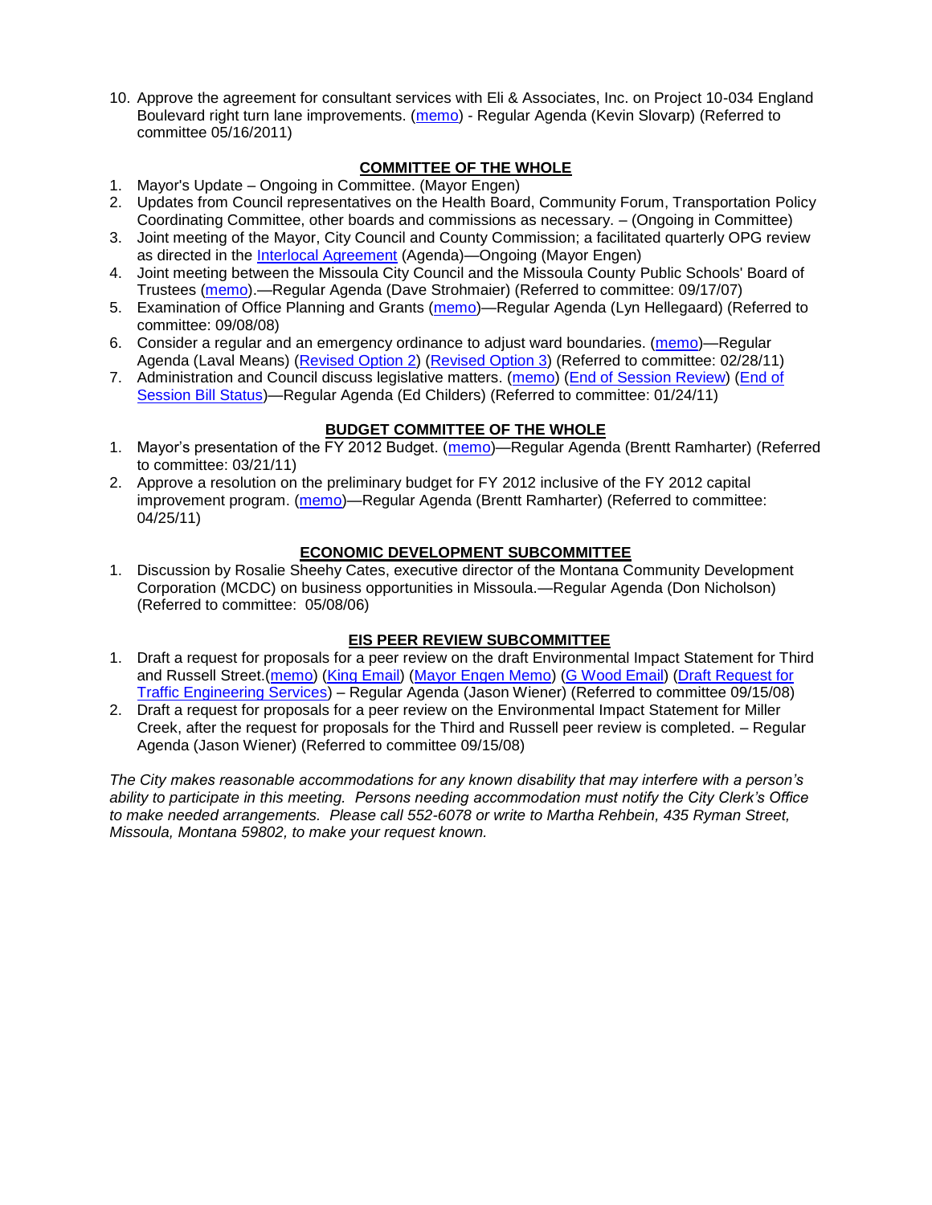10. Approve the agreement for consultant services with Eli & Associates, Inc. on Project 10-034 England Boulevard right turn lane improvements. (memo) - Regular Agenda (Kevin Slovarp) (Referred to committee 05/16/2011)

**COMMITTEE OF THE WHOLE**

1. Mayor's Update – Ongoing in Committee. (Mayor Engen)
2. Updates from Council representatives on the Health Board, Community Forum, Transportation Policy Coordinating Committee, other boards and commissions as necessary. – (Ongoing in Committee)
3. Joint meeting of the Mayor, City Council and County Commission; a facilitated quarterly OPG review as directed in the Interlocal Agreement (Agenda)—Ongoing (Mayor Engen)
4. Joint meeting between the Missoula City Council and the Missoula County Public Schools' Board of Trustees (memo).—Regular Agenda (Dave Strohmaier) (Referred to committee: 09/17/07)
5. Examination of Office Planning and Grants (memo)—Regular Agenda (Lyn Hellegaard) (Referred to committee: 09/08/08)
6. Consider a regular and an emergency ordinance to adjust ward boundaries. (memo)—Regular Agenda (Laval Means) (Revised Option 2) (Revised Option 3) (Referred to committee: 02/28/11)
7. Administration and Council discuss legislative matters. (memo) (End of Session Review) (End of Session Bill Status)—Regular Agenda (Ed Childers) (Referred to committee: 01/24/11)

**BUDGET COMMITTEE OF THE WHOLE**

1. Mayor's presentation of the FY 2012 Budget. (memo)—Regular Agenda (Brentt Ramharter) (Referred to committee: 03/21/11)
2. Approve a resolution on the preliminary budget for FY 2012 inclusive of the FY 2012 capital improvement program. (memo)—Regular Agenda (Brentt Ramharter) (Referred to committee: 04/25/11)

**ECONOMIC DEVELOPMENT SUBCOMMITTEE**

1. Discussion by Rosalie Sheehy Cates, executive director of the Montana Community Development Corporation (MCDC) on business opportunities in Missoula.—Regular Agenda (Don Nicholson) (Referred to committee: 05/08/06)

**EIS PEER REVIEW SUBCOMMITTEE**

1. Draft a request for proposals for a peer review on the draft Environmental Impact Statement for Third and Russell Street.(memo) (King Email) (Mayor Engen Memo) (G Wood Email) (Draft Request for Traffic Engineering Services) – Regular Agenda (Jason Wiener) (Referred to committee 09/15/08)
2. Draft a request for proposals for a peer review on the Environmental Impact Statement for Miller Creek, after the request for proposals for the Third and Russell peer review is completed. – Regular Agenda (Jason Wiener) (Referred to committee 09/15/08)

*The City makes reasonable accommodations for any known disability that may interfere with a person's ability to participate in this meeting. Persons needing accommodation must notify the City Clerk's Office to make needed arrangements. Please call 552-6078 or write to Martha Rehbein, 435 Ryman Street, Missoula, Montana 59802, to make your request known.*